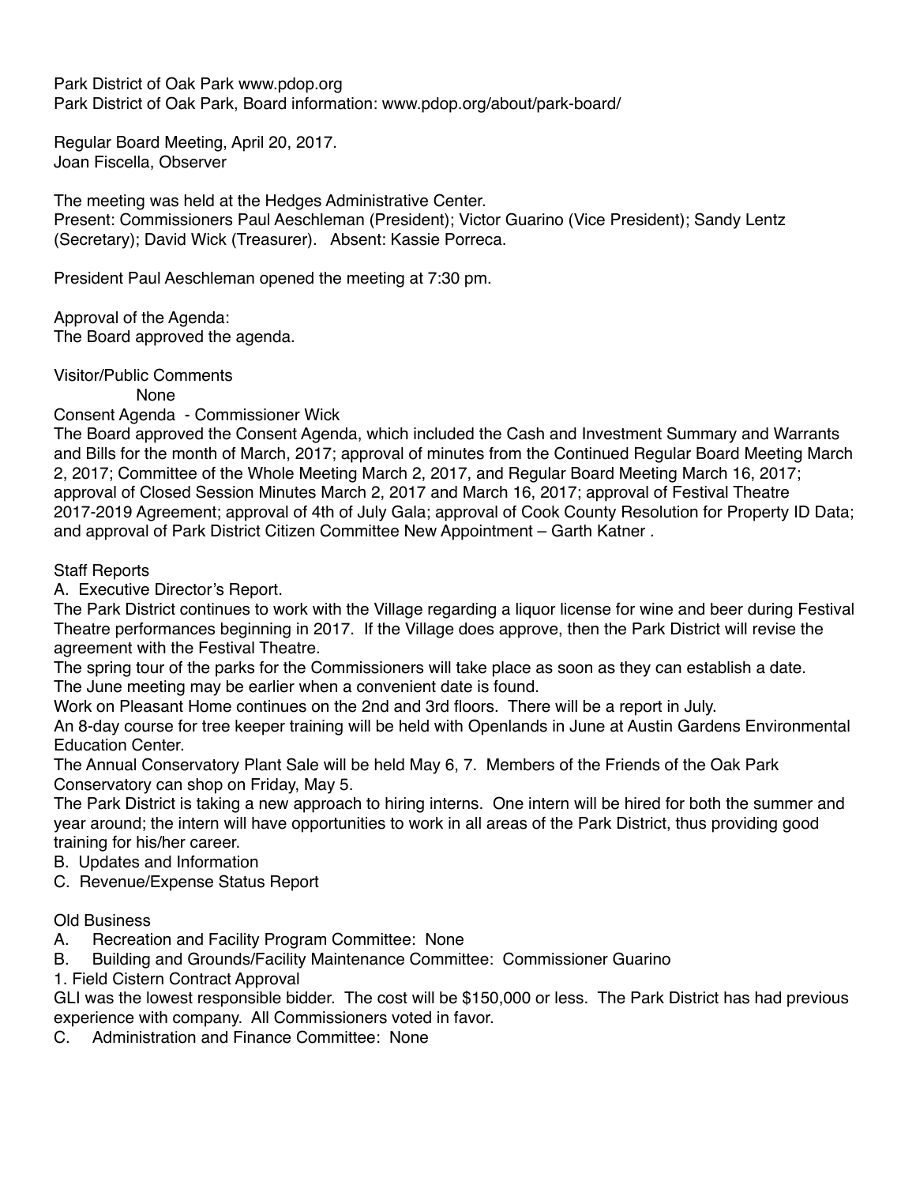Park District of Oak Park www.pdop.org
Park District of Oak Park, Board information: www.pdop.org/about/park-board/

Regular Board Meeting, April 20, 2017.
Joan Fiscella, Observer

The meeting was held at the Hedges Administrative Center.
Present: Commissioners Paul Aeschleman (President); Victor Guarino (Vice President); Sandy Lentz (Secretary); David Wick (Treasurer). Absent: Kassie Porreca.

President Paul Aeschleman opened the meeting at 7:30 pm.

Approval of the Agenda:
The Board approved the agenda.

Visitor/Public Comments
None

Consent Agenda - Commissioner Wick
The Board approved the Consent Agenda, which included the Cash and Investment Summary and Warrants and Bills for the month of March, 2017; approval of minutes from the Continued Regular Board Meeting March 2, 2017; Committee of the Whole Meeting March 2, 2017, and Regular Board Meeting March 16, 2017; approval of Closed Session Minutes March 2, 2017 and March 16, 2017; approval of Festival Theatre 2017-2019 Agreement; approval of 4th of July Gala; approval of Cook County Resolution for Property ID Data; and approval of Park District Citizen Committee New Appointment – Garth Katner .

Staff Reports

A. Executive Director's Report.

The Park District continues to work with the Village regarding a liquor license for wine and beer during Festival Theatre performances beginning in 2017. If the Village does approve, then the Park District will revise the agreement with the Festival Theatre.

The spring tour of the parks for the Commissioners will take place as soon as they can establish a date.

The June meeting may be earlier when a convenient date is found.

Work on Pleasant Home continues on the 2nd and 3rd floors. There will be a report in July.

An 8-day course for tree keeper training will be held with Openlands in June at Austin Gardens Environmental Education Center.

The Annual Conservatory Plant Sale will be held May 6, 7. Members of the Friends of the Oak Park Conservatory can shop on Friday, May 5.

The Park District is taking a new approach to hiring interns. One intern will be hired for both the summer and year around; the intern will have opportunities to work in all areas of the Park District, thus providing good training for his/her career.

B. Updates and Information

C. Revenue/Expense Status Report

Old Business

A. Recreation and Facility Program Committee: None

B. Building and Grounds/Facility Maintenance Committee: Commissioner Guarino

1. Field Cistern Contract Approval

GLI was the lowest responsible bidder. The cost will be $150,000 or less. The Park District has had previous experience with company. All Commissioners voted in favor.

C. Administration and Finance Committee: None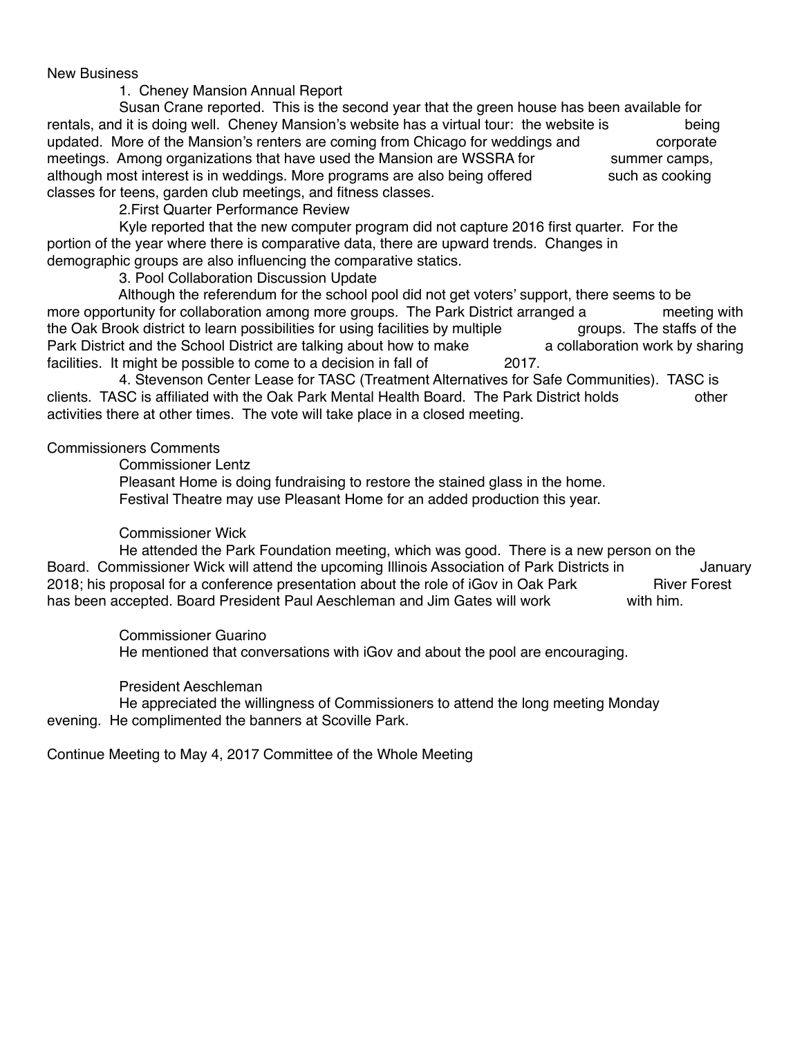New Business

1. Cheney Mansion Annual Report

Susan Crane reported. This is the second year that the green house has been available for rentals, and it is doing well. Cheney Mansion's website has a virtual tour: the website is being updated. More of the Mansion's renters are coming from Chicago for weddings and corporate meetings. Among organizations that have used the Mansion are WSSRA for summer camps, although most interest is in weddings. More programs are also being offered such as cooking classes for teens, garden club meetings, and fitness classes.

2. First Quarter Performance Review

Kyle reported that the new computer program did not capture 2016 first quarter. For the portion of the year where there is comparative data, there are upward trends. Changes in demographic groups are also influencing the comparative statics.

3. Pool Collaboration Discussion Update

Although the referendum for the school pool did not get voters' support, there seems to be more opportunity for collaboration among more groups. The Park District arranged a meeting with the Oak Brook district to learn possibilities for using facilities by multiple groups. The staffs of the Park District and the School District are talking about how to make a collaboration work by sharing facilities. It might be possible to come to a decision in fall of 2017.

4. Stevenson Center Lease for TASC (Treatment Alternatives for Safe Communities). TASC is clients. TASC is affiliated with the Oak Park Mental Health Board. The Park District holds other activities there at other times. The vote will take place in a closed meeting.

Commissioners Comments

Commissioner Lentz

Pleasant Home is doing fundraising to restore the stained glass in the home.
Festival Theatre may use Pleasant Home for an added production this year.

Commissioner Wick

He attended the Park Foundation meeting, which was good. There is a new person on the Board. Commissioner Wick will attend the upcoming Illinois Association of Park Districts in January 2018; his proposal for a conference presentation about the role of iGov in Oak Park River Forest has been accepted. Board President Paul Aeschleman and Jim Gates will work with him.

Commissioner Guarino

He mentioned that conversations with iGov and about the pool are encouraging.

President Aeschleman

He appreciated the willingness of Commissioners to attend the long meeting Monday evening. He complimented the banners at Scoville Park.

Continue Meeting to May 4, 2017 Committee of the Whole Meeting